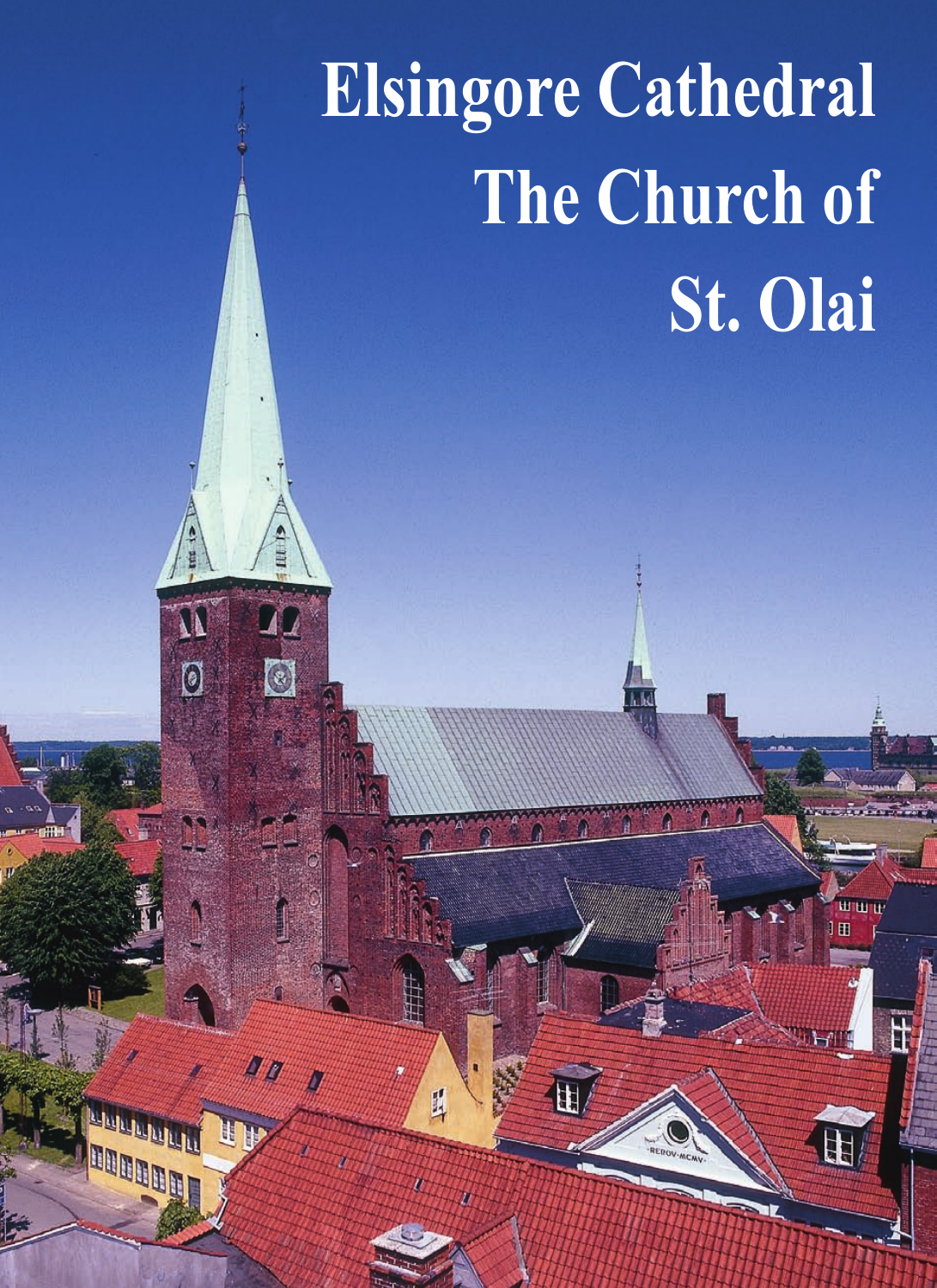# Elsingore Cathedral The Church of St. Olai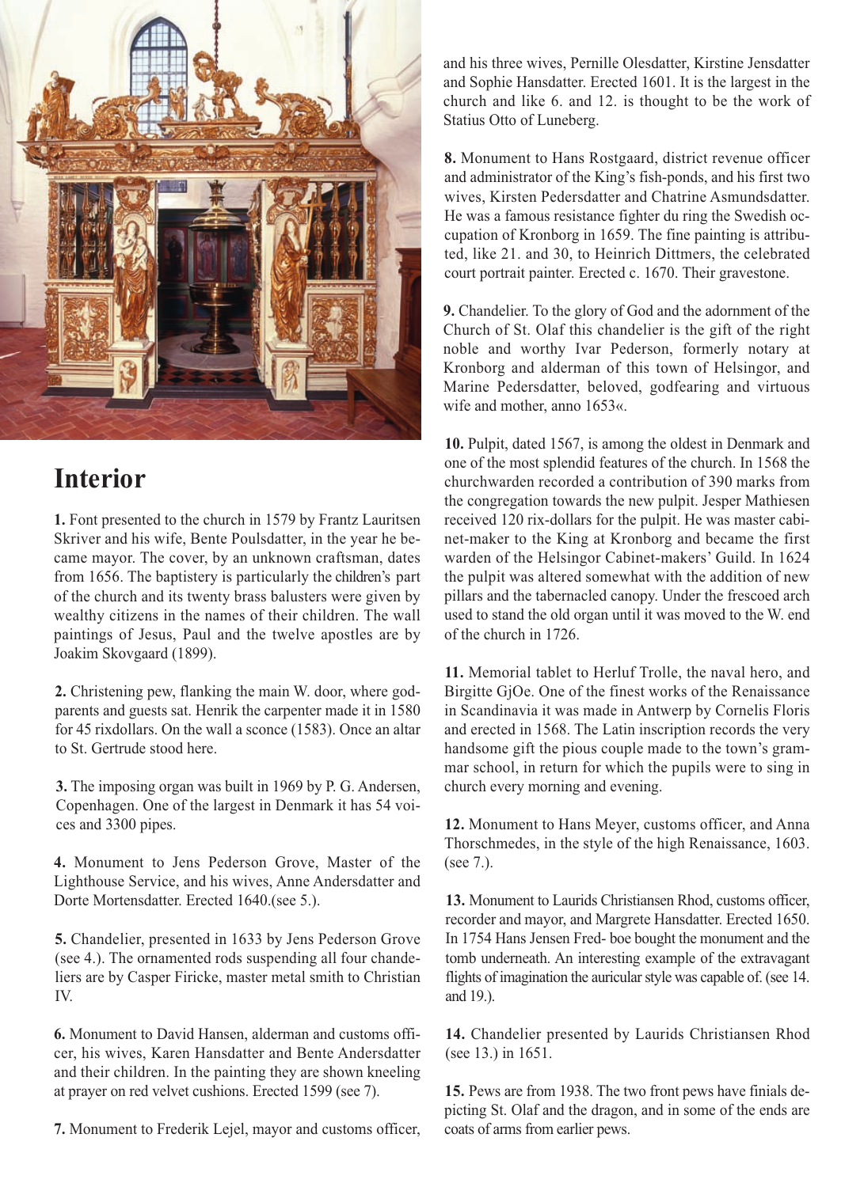## Interior

**1.** Font presented to the church in 1579 by Frantz Lauritsen Skriver and his wife, Bente Poulsdatter, in the year he became mayor. The cover, by an unknown craftsman, dates from 1656. The baptistery is particularly the children's part of the church and its twenty brass balusters were given by wealthy citizens in the names of their children. The wall paintings of Jesus, Paul and the twelve apostles are by Joakim Skovgaard (1899).

**2.** Christening pew, flanking the main W. door, where godparents and guests sat. Henrik the carpenter made it in 1580 for 45 rixdollars. On the wall a sconce (1583). Once an altar to St. Gertrude stood here.

**3.** The imposing organ was built in 1969 by P. G. Andersen, Copenhagen. One of the largest in Denmark it has 54 voices and 3300 pipes.

**4.** Monument to Jens Pederson Grove, Master of the Lighthouse Service, and his wives, Anne Andersdatter and Dorte Mortensdatter. Erected 1640.(see 5.).

**5.** Chandelier, presented in 1633 by Jens Pederson Grove (see 4.). The ornamented rods suspending all four chandeliers are by Casper Firicke, master metal smith to Christian IV.

**6.** Monument to David Hansen, alderman and customs officer, his wives, Karen Hansdatter and Bente Andersdatter and their children. In the painting they are shown kneeling at prayer on red velvet cushions. Erected 1599 (see 7).

**7.** Monument to Frederik Lejel, mayor and customs officer, and his three wives, Pernille Olesdatter, Kirstine Jensdatter and Sophie Hansdatter. Erected 1601. It is the largest in the church and like 6. and 12. is thought to be the work of Statius Otto of Luneberg.

**8.** Monument to Hans Rostgaard, district revenue officer and administrator of the King's fish-ponds, and his first two wives, Kirsten Pedersdatter and Chatrine Asmundsdatter. He was a famous resistance fighter du ring the Swedish occupation of Kronborg in 1659. The fine painting is attributed, like 21. and 30, to Heinrich Dittmers, the celebrated court portrait painter. Erected c. 1670. Their gravestone.

**9.** Chandelier. To the glory of God and the adornment of the Church of St. Olaf this chandelier is the gift of the right noble and worthy Ivar Pederson, formerly notary at Kronborg and alderman of this town of Helsingor, and Marine Pedersdatter, beloved, godfearing and virtuous wife and mother, anno 1653«.

**10.** Pulpit, dated 1567, is among the oldest in Denmark and one of the most splendid features of the church. In 1568 the churchwarden recorded a contribution of 390 marks from the congregation towards the new pulpit. Jesper Mathiesen received 120 rix-dollars for the pulpit. He was master cabinet-maker to the King at Kronborg and became the first warden of the Helsingor Cabinet-makers' Guild. In 1624 the pulpit was altered somewhat with the addition of new pillars and the tabernacled canopy. Under the frescoed arch used to stand the old organ until it was moved to the W. end of the church in 1726.

**11.** Memorial tablet to Herluf Trolle, the naval hero, and Birgitte GjOe. One of the finest works of the Renaissance in Scandinavia it was made in Antwerp by Cornelis Floris and erected in 1568. The Latin inscription records the very handsome gift the pious couple made to the town's grammar school, in return for which the pupils were to sing in church every morning and evening.

**12.** Monument to Hans Meyer, customs officer, and Anna Thorschmedes, in the style of the high Renaissance, 1603. (see 7.).

**13.** Monument to Laurids Christiansen Rhod, customs officer, recorder and mayor, and Margrete Hansdatter. Erected 1650. In 1754 Hans Jensen Fred- boe bought the monument and the tomb underneath. An interesting example of the extravagant flights of imagination the auricular style was capable of. (see 14. and 19.).

**14.** Chandelier presented by Laurids Christiansen Rhod (see 13.) in 1651.

**15.** Pews are from 1938. The two front pews have finials depicting St. Olaf and the dragon, and in some of the ends are coats of arms from earlier pews.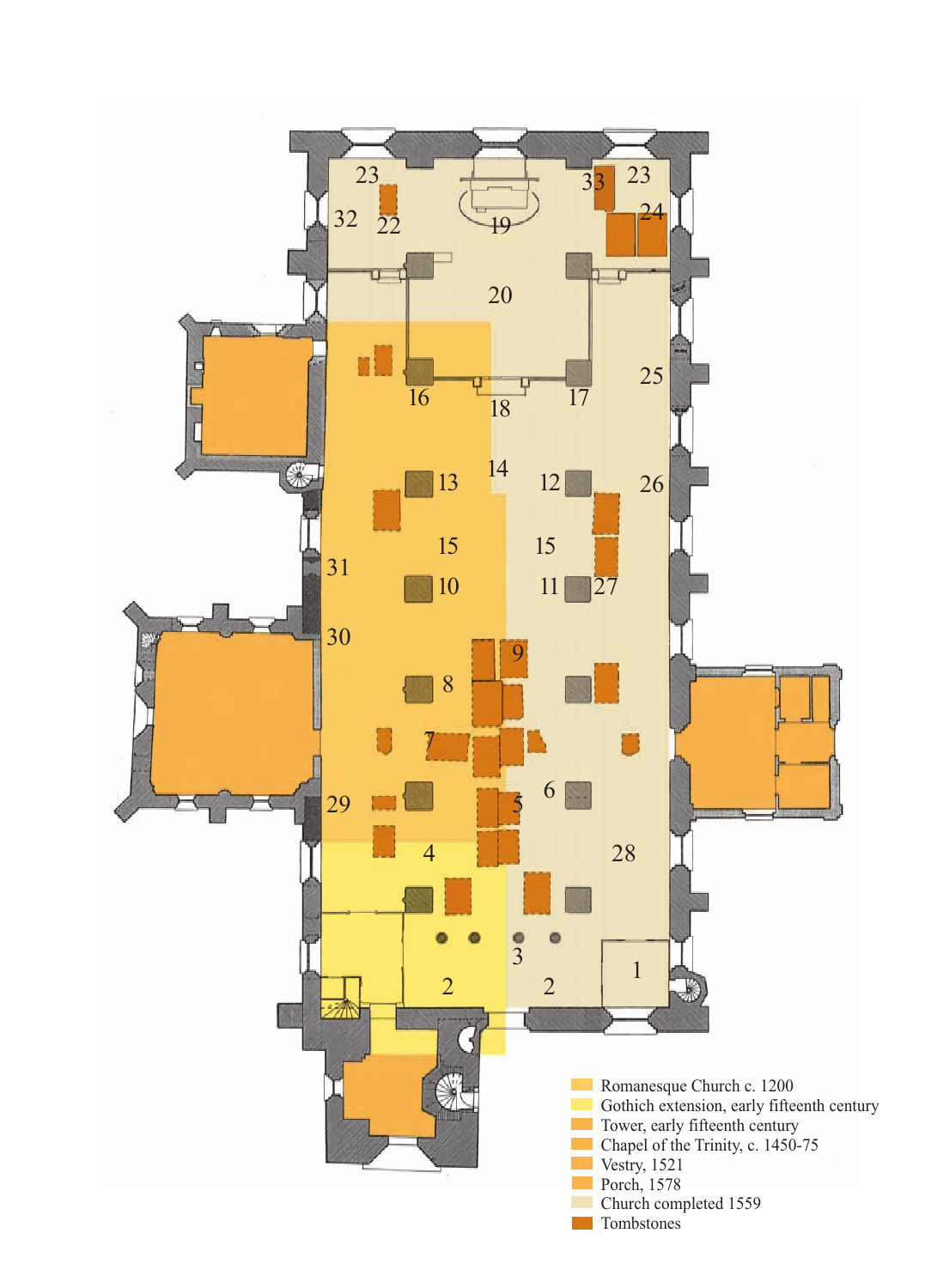- Romanesque Church c. 1200
- Gothich extension, early fifteenth century
- Tower, early fifteenth century
- Chapel of the Trinity, c. 1450-75
- Vestry, 1521
- Porch, 1578
- Church completed 1559
- Tombstones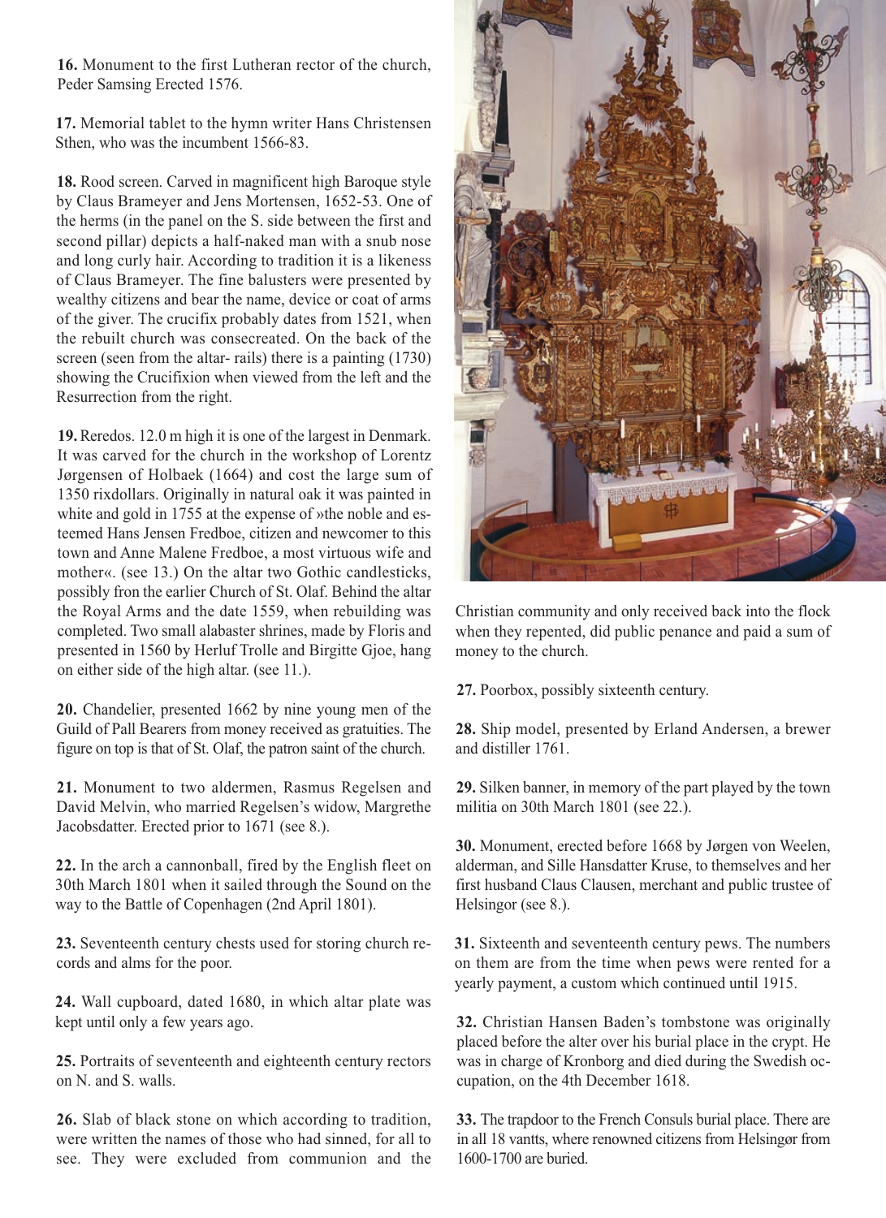**16.** Monument to the first Lutheran rector of the church, Peder Samsing Erected 1576.

**17.** Memorial tablet to the hymn writer Hans Christensen Sthen, who was the incumbent 1566-83.

**18.** Rood screen. Carved in magnificent high Baroque style by Claus Brameyer and Jens Mortensen, 1652-53. One of the herms (in the panel on the S. side between the first and second pillar) depicts a half-naked man with a snub nose and long curly hair. According to tradition it is a likeness of Claus Brameyer. The fine balusters were presented by wealthy citizens and bear the name, device or coat of arms of the giver. The crucifix probably dates from 1521, when the rebuilt church was consecreated. On the back of the screen (seen from the altar- rails) there is a painting (1730) showing the Crucifixion when viewed from the left and the Resurrection from the right.

**19.** Reredos. 12.0 m high it is one of the largest in Denmark. It was carved for the church in the workshop of Lorentz Jørgensen of Holbaek (1664) and cost the large sum of 1350 rixdollars. Originally in natural oak it was painted in white and gold in 1755 at the expense of »the noble and esteemed Hans Jensen Fredboe, citizen and newcomer to this town and Anne Malene Fredboe, a most virtuous wife and mother«. (see 13.) On the altar two Gothic candlesticks, possibly fron the earlier Church of St. Olaf. Behind the altar the Royal Arms and the date 1559, when rebuilding was completed. Two small alabaster shrines, made by Floris and presented in 1560 by Herluf Trolle and Birgitte Gjoe, hang on either side of the high altar. (see 11.).

**20.** Chandelier, presented 1662 by nine young men of the Guild of Pall Bearers from money received as gratuities. The figure on top is that of St. Olaf, the patron saint of the church.

**21.** Monument to two aldermen, Rasmus Regelsen and David Melvin, who married Regelsen's widow, Margrethe Jacobsdatter. Erected prior to 1671 (see 8.).

**22.** In the arch a cannonball, fired by the English fleet on 30th March 1801 when it sailed through the Sound on the way to the Battle of Copenhagen (2nd April 1801).

**23.** Seventeenth century chests used for storing church records and alms for the poor.

**24.** Wall cupboard, dated 1680, in which altar plate was kept until only a few years ago.

**25.** Portraits of seventeenth and eighteenth century rectors on N. and S. walls.

**26.** Slab of black stone on which according to tradition, were written the names of those who had sinned, for all to see. They were excluded from communion and the Christian community and only received back into the flock when they repented, did public penance and paid a sum of money to the church.

**27.** Poorbox, possibly sixteenth century.

**28.** Ship model, presented by Erland Andersen, a brewer and distiller 1761.

**29.** Silken banner, in memory of the part played by the town militia on 30th March 1801 (see 22.).

**30.** Monument, erected before 1668 by Jørgen von Weelen, alderman, and Sille Hansdatter Kruse, to themselves and her first husband Claus Clausen, merchant and public trustee of Helsingor (see 8.).

**31.** Sixteenth and seventeenth century pews. The numbers on them are from the time when pews were rented for a yearly payment, a custom which continued until 1915.

**32.** Christian Hansen Baden's tombstone was originally placed before the alter over his burial place in the crypt. He was in charge of Kronborg and died during the Swedish occupation, on the 4th December 1618.

**33.** The trapdoor to the French Consuls burial place. There are in all 18 vantts, where renowned citizens from Helsingør from 1600-1700 are buried.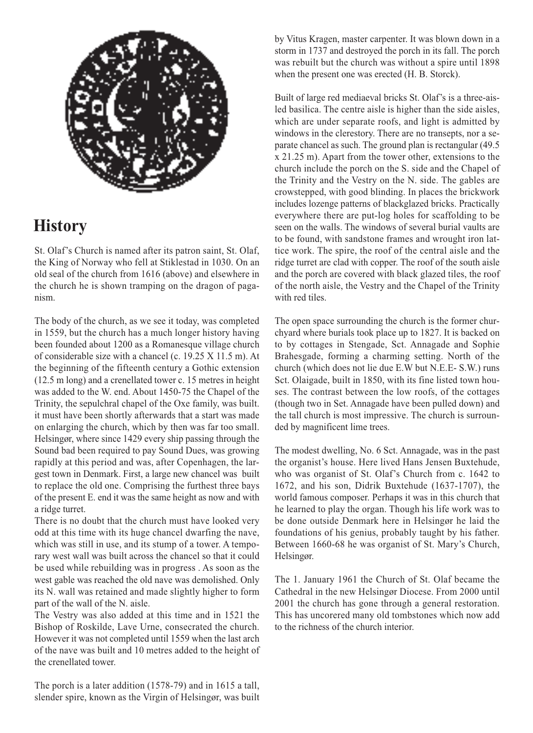## History

St. Olaf's Church is named after its patron saint, St. Olaf, the King of Norway who fell at Stiklestad in 1030. On an old seal of the church from 1616 (above) and elsewhere in the church he is shown tramping on the dragon of paganism.

The body of the church, as we see it today, was completed in 1559, but the church has a much longer history having been founded about 1200 as a Romanesque village church of considerable size with a chancel (c. 19.25 X 11.5 m). At the beginning of the fifteenth century a Gothic extension (12.5 m long) and a crenellated tower c. 15 metres in height was added to the W. end. About 1450-75 the Chapel of the Trinity, the sepulchral chapel of the Oxe family, was built. it must have been shortly afterwards that a start was made on enlarging the church, which by then was far too small. Helsingør, where since 1429 every ship passing through the Sound bad been required to pay Sound Dues, was growing rapidly at this period and was, after Copenhagen, the largest town in Denmark. First, a large new chancel was built to replace the old one. Comprising the furthest three bays of the present E. end it was the same height as now and with a ridge turret.

There is no doubt that the church must have looked very odd at this time with its huge chancel dwarfing the nave, which was still in use, and its stump of a tower. A temporary west wall was built across the chancel so that it could be used while rebuilding was in progress . As soon as the west gable was reached the old nave was demolished. Only its N. wall was retained and made slightly higher to form part of the wall of the N. aisle.

The Vestry was also added at this time and in 1521 the Bishop of Roskilde, Lave Urne, consecrated the church. However it was not completed until 1559 when the last arch of the nave was built and 10 metres added to the height of the crenellated tower.

The porch is a later addition (1578-79) and in 1615 a tall, slender spire, known as the Virgin of Helsingør, was built by Vitus Kragen, master carpenter. It was blown down in a storm in 1737 and destroyed the porch in its fall. The porch was rebuilt but the church was without a spire until 1898 when the present one was erected (H. B. Storck).

Built of large red mediaeval bricks St. Olaf's is a three-aisled basilica. The centre aisle is higher than the side aisles, which are under separate roofs, and light is admitted by windows in the clerestory. There are no transepts, nor a separate chancel as such. The ground plan is rectangular (49.5 x 21.25 m). Apart from the tower other, extensions to the church include the porch on the S. side and the Chapel of the Trinity and the Vestry on the N. side. The gables are crowstepped, with good blinding. In places the brickwork includes lozenge patterns of blackglazed bricks. Practically everywhere there are put-log holes for scaffolding to be seen on the walls. The windows of several burial vaults are to be found, with sandstone frames and wrought iron lattice work. The spire, the roof of the central aisle and the ridge turret are clad with copper. The roof of the south aisle and the porch are covered with black glazed tiles, the roof of the north aisle, the Vestry and the Chapel of the Trinity with red tiles.

The open space surrounding the church is the former churchyard where burials took place up to 1827. It is backed on to by cottages in Stengade, Sct. Annagade and Sophie Brahesgade, forming a charming setting. North of the church (which does not lie due E.W but N.E.E- S.W.) runs Sct. Olaigade, built in 1850, with its fine listed town houses. The contrast between the low roofs, of the cottages (though two in Set. Annagade have been pulled down) and the tall church is most impressive. The church is surrounded by magnificent lime trees.

The modest dwelling, No. 6 Sct. Annagade, was in the past the organist's house. Here lived Hans Jensen Buxtehude, who was organist of St. Olaf's Church from c. 1642 to 1672, and his son, Didrik Buxtehude (1637-1707), the world famous composer. Perhaps it was in this church that he learned to play the organ. Though his life work was to be done outside Denmark here in Helsingør he laid the foundations of his genius, probably taught by his father. Between 1660-68 he was organist of St. Mary's Church, Helsingør.

The 1. January 1961 the Church of St. Olaf became the Cathedral in the new Helsingør Diocese. From 2000 until 2001 the church has gone through a general restoration. This has uncorered many old tombstones which now add to the richness of the church interior.